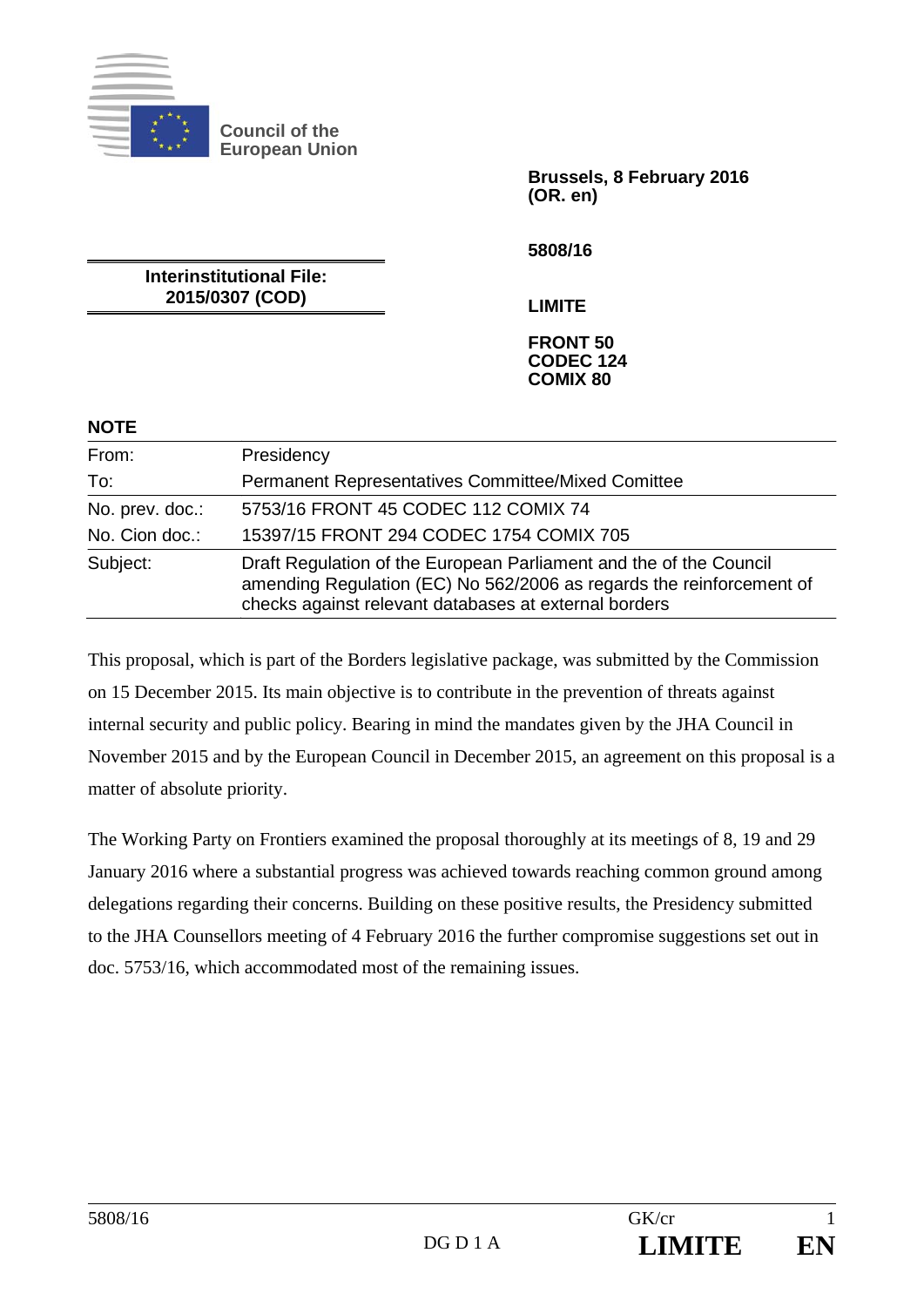**Council of the European Union**

**Brussels, 8 February 2016**
**(OR. en)**

**5808/16**

**Interinstitutional File:**
**2015/0307 (COD)**

**LIMITE**

**FRONT 50**
**CODEC 124**
**COMIX 80**

**NOTE**

| | |
|---|---|
| From: | Presidency |
| To: | Permanent Representatives Committee/Mixed Comittee |
| No. prev. doc.: | 5753/16 FRONT 45 CODEC 112 COMIX 74 |
| No. Cion doc.: | 15397/15 FRONT 294 CODEC 1754 COMIX 705 |
| Subject: | Draft Regulation of the European Parliament and the of the Council amending Regulation (EC) No 562/2006 as regards the reinforcement of checks against relevant databases at external borders |

This proposal, which is part of the Borders legislative package, was submitted by the Commission on 15 December 2015. Its main objective is to contribute in the prevention of threats against internal security and public policy. Bearing in mind the mandates given by the JHA Council in November 2015 and by the European Council in December 2015, an agreement on this proposal is a matter of absolute priority.

The Working Party on Frontiers examined the proposal thoroughly at its meetings of 8, 19 and 29 January 2016 where a substantial progress was achieved towards reaching common ground among delegations regarding their concerns. Building on these positive results, the Presidency submitted to the JHA Counsellors meeting of 4 February 2016 the further compromise suggestions set out in doc. 5753/16, which accommodated most of the remaining issues.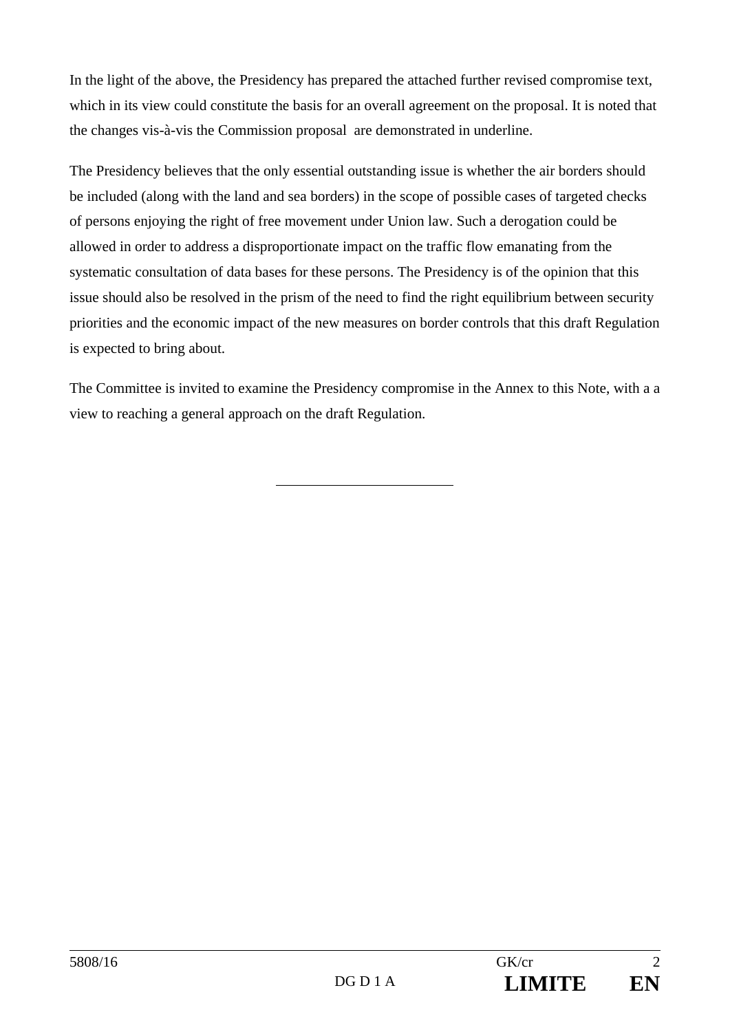In the light of the above, the Presidency has prepared the attached further revised compromise text, which in its view could constitute the basis for an overall agreement on the proposal. It is noted that the changes vis-à-vis the Commission proposal  are demonstrated in underline.

The Presidency believes that the only essential outstanding issue is whether the air borders should be included (along with the land and sea borders) in the scope of possible cases of targeted checks of persons enjoying the right of free movement under Union law. Such a derogation could be allowed in order to address a disproportionate impact on the traffic flow emanating from the systematic consultation of data bases for these persons. The Presidency is of the opinion that this issue should also be resolved in the prism of the need to find the right equilibrium between security priorities and the economic impact of the new measures on border controls that this draft Regulation is expected to bring about.

The Committee is invited to examine the Presidency compromise in the Annex to this Note, with a a view to reaching a general approach on the draft Regulation.

---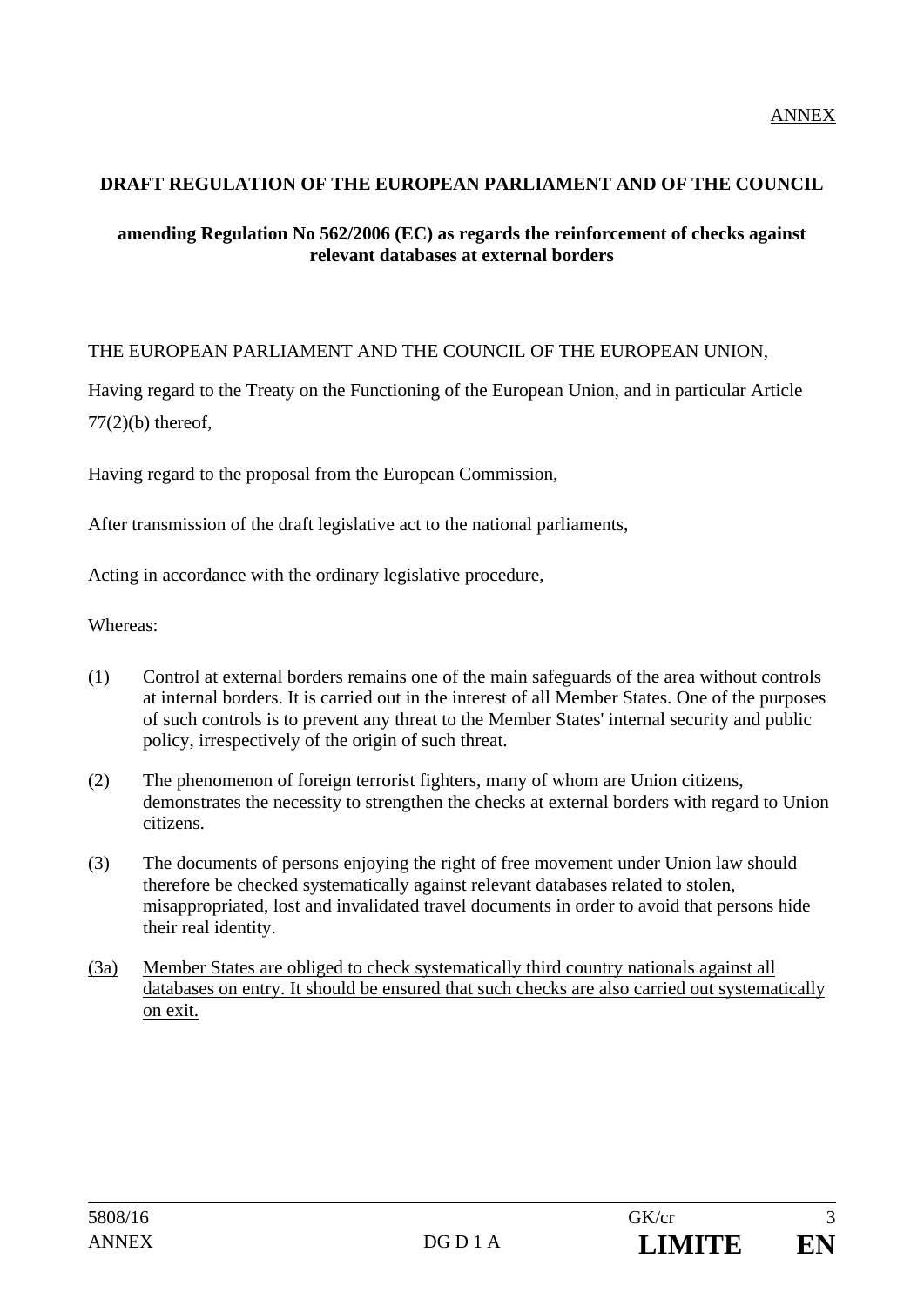ANNEX

**DRAFT REGULATION OF THE EUROPEAN PARLIAMENT AND OF THE COUNCIL**

**amending Regulation No 562/2006 (EC) as regards the reinforcement of checks against relevant databases at external borders**

THE EUROPEAN PARLIAMENT AND THE COUNCIL OF THE EUROPEAN UNION,

Having regard to the Treaty on the Functioning of the European Union, and in particular Article 77(2)(b) thereof,

Having regard to the proposal from the European Commission,

After transmission of the draft legislative act to the national parliaments,

Acting in accordance with the ordinary legislative procedure,

Whereas:

(1) Control at external borders remains one of the main safeguards of the area without controls at internal borders. It is carried out in the interest of all Member States. One of the purposes of such controls is to prevent any threat to the Member States' internal security and public policy, irrespectively of the origin of such threat.

(2) The phenomenon of foreign terrorist fighters, many of whom are Union citizens, demonstrates the necessity to strengthen the checks at external borders with regard to Union citizens.

(3) The documents of persons enjoying the right of free movement under Union law should therefore be checked systematically against relevant databases related to stolen, misappropriated, lost and invalidated travel documents in order to avoid that persons hide their real identity.

<u>(3a)</u> <u>Member States are obliged to check systematically third country nationals against all databases on entry. It should be ensured that such checks are also carried out systematically on exit.</u>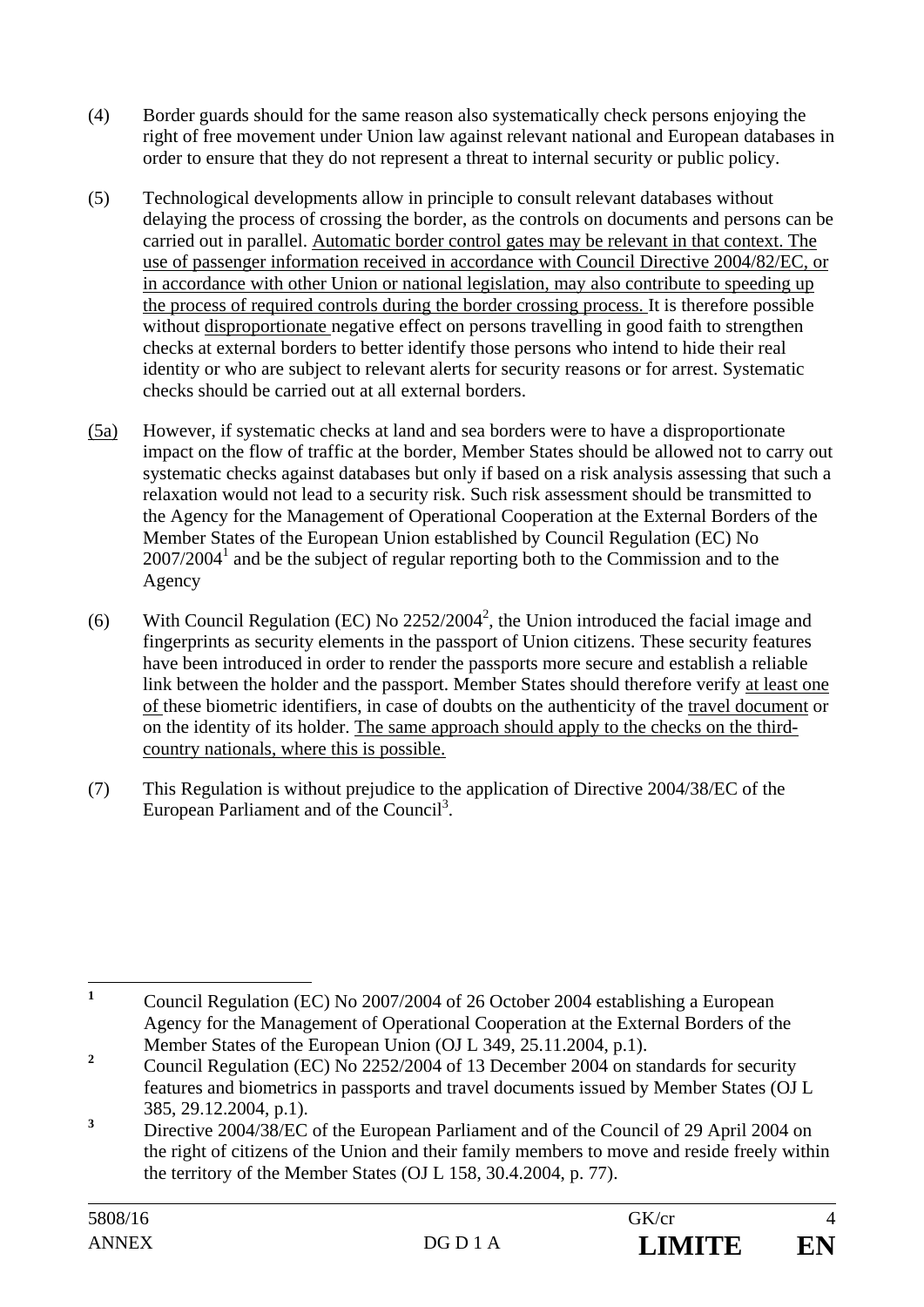(4) Border guards should for the same reason also systematically check persons enjoying the right of free movement under Union law against relevant national and European databases in order to ensure that they do not represent a threat to internal security or public policy.

(5) Technological developments allow in principle to consult relevant databases without delaying the process of crossing the border, as the controls on documents and persons can be carried out in parallel. Automatic border control gates may be relevant in that context. The use of passenger information received in accordance with Council Directive 2004/82/EC, or in accordance with other Union or national legislation, may also contribute to speeding up the process of required controls during the border crossing process. It is therefore possible without disproportionate negative effect on persons travelling in good faith to strengthen checks at external borders to better identify those persons who intend to hide their real identity or who are subject to relevant alerts for security reasons or for arrest. Systematic checks should be carried out at all external borders.

(5a) However, if systematic checks at land and sea borders were to have a disproportionate impact on the flow of traffic at the border, Member States should be allowed not to carry out systematic checks against databases but only if based on a risk analysis assessing that such a relaxation would not lead to a security risk. Such risk assessment should be transmitted to the Agency for the Management of Operational Cooperation at the External Borders of the Member States of the European Union established by Council Regulation (EC) No 2007/2004[1] and be the subject of regular reporting both to the Commission and to the Agency

(6) With Council Regulation (EC) No 2252/2004[2], the Union introduced the facial image and fingerprints as security elements in the passport of Union citizens. These security features have been introduced in order to render the passports more secure and establish a reliable link between the holder and the passport. Member States should therefore verify at least one of these biometric identifiers, in case of doubts on the authenticity of the travel document or on the identity of its holder. The same approach should apply to the checks on the third-country nationals, where this is possible.

(7) This Regulation is without prejudice to the application of Directive 2004/38/EC of the European Parliament and of the Council[3].

---

[1] Council Regulation (EC) No 2007/2004 of 26 October 2004 establishing a European Agency for the Management of Operational Cooperation at the External Borders of the Member States of the European Union (OJ L 349, 25.11.2004, p.1).

[2] Council Regulation (EC) No 2252/2004 of 13 December 2004 on standards for security features and biometrics in passports and travel documents issued by Member States (OJ L 385, 29.12.2004, p.1).

[3] Directive 2004/38/EC of the European Parliament and of the Council of 29 April 2004 on the right of citizens of the Union and their family members to move and reside freely within the territory of the Member States (OJ L 158, 30.4.2004, p. 77).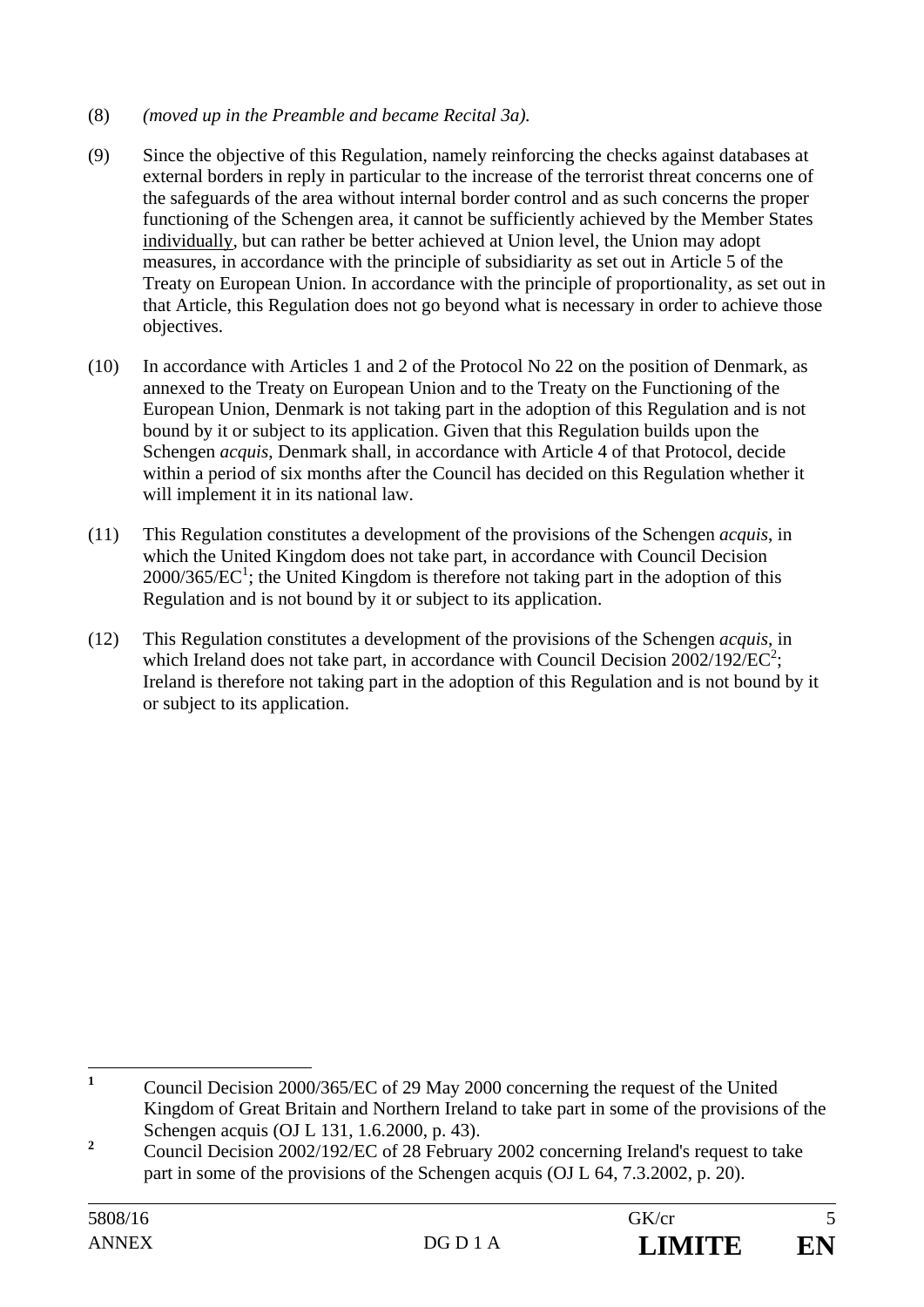(8) *(moved up in the Preamble and became Recital 3a).*

(9) Since the objective of this Regulation, namely reinforcing the checks against databases at external borders in reply in particular to the increase of the terrorist threat concerns one of the safeguards of the area without internal border control and as such concerns the proper functioning of the Schengen area, it cannot be sufficiently achieved by the Member States individually, but can rather be better achieved at Union level, the Union may adopt measures, in accordance with the principle of subsidiarity as set out in Article 5 of the Treaty on European Union. In accordance with the principle of proportionality, as set out in that Article, this Regulation does not go beyond what is necessary in order to achieve those objectives.

(10) In accordance with Articles 1 and 2 of the Protocol No 22 on the position of Denmark, as annexed to the Treaty on European Union and to the Treaty on the Functioning of the European Union, Denmark is not taking part in the adoption of this Regulation and is not bound by it or subject to its application. Given that this Regulation builds upon the Schengen *acquis*, Denmark shall, in accordance with Article 4 of that Protocol, decide within a period of six months after the Council has decided on this Regulation whether it will implement it in its national law.

(11) This Regulation constitutes a development of the provisions of the Schengen *acquis*, in which the United Kingdom does not take part, in accordance with Council Decision 2000/365/EC[1]; the United Kingdom is therefore not taking part in the adoption of this Regulation and is not bound by it or subject to its application.

(12) This Regulation constitutes a development of the provisions of the Schengen *acquis*, in which Ireland does not take part, in accordance with Council Decision 2002/192/EC[2]; Ireland is therefore not taking part in the adoption of this Regulation and is not bound by it or subject to its application.

---

[1] Council Decision 2000/365/EC of 29 May 2000 concerning the request of the United Kingdom of Great Britain and Northern Ireland to take part in some of the provisions of the Schengen acquis (OJ L 131, 1.6.2000, p. 43).

[2] Council Decision 2002/192/EC of 28 February 2002 concerning Ireland's request to take part in some of the provisions of the Schengen acquis (OJ L 64, 7.3.2002, p. 20).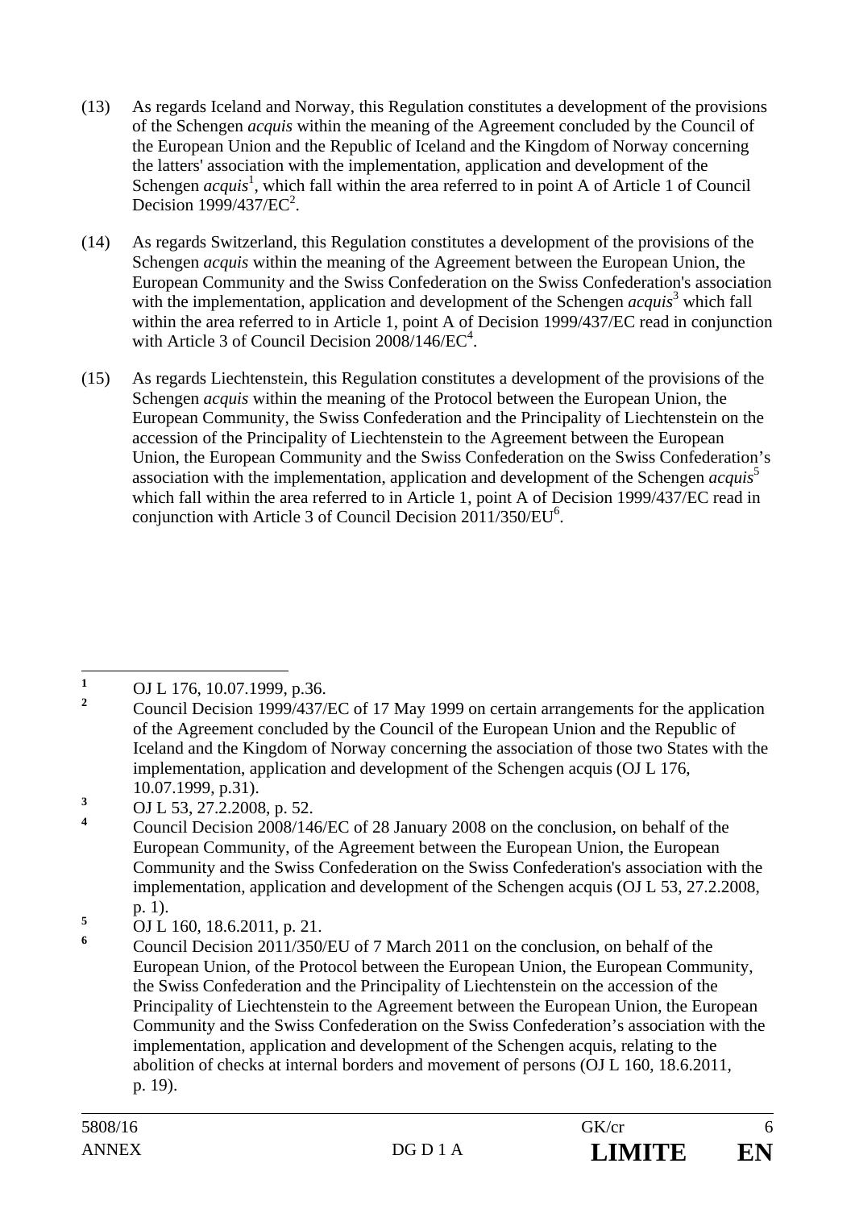(13) As regards Iceland and Norway, this Regulation constitutes a development of the provisions of the Schengen *acquis* within the meaning of the Agreement concluded by the Council of the European Union and the Republic of Iceland and the Kingdom of Norway concerning the latters' association with the implementation, application and development of the Schengen *acquis*[1], which fall within the area referred to in point A of Article 1 of Council Decision 1999/437/EC[2].

(14) As regards Switzerland, this Regulation constitutes a development of the provisions of the Schengen *acquis* within the meaning of the Agreement between the European Union, the European Community and the Swiss Confederation on the Swiss Confederation's association with the implementation, application and development of the Schengen *acquis*[3] which fall within the area referred to in Article 1, point A of Decision 1999/437/EC read in conjunction with Article 3 of Council Decision 2008/146/EC[4].

(15) As regards Liechtenstein, this Regulation constitutes a development of the provisions of the Schengen *acquis* within the meaning of the Protocol between the European Union, the European Community, the Swiss Confederation and the Principality of Liechtenstein on the accession of the Principality of Liechtenstein to the Agreement between the European Union, the European Community and the Swiss Confederation on the Swiss Confederation's association with the implementation, application and development of the Schengen *acquis*[5] which fall within the area referred to in Article 1, point A of Decision 1999/437/EC read in conjunction with Article 3 of Council Decision 2011/350/EU[6].

---

[1] OJ L 176, 10.07.1999, p.36.

[2] Council Decision 1999/437/EC of 17 May 1999 on certain arrangements for the application of the Agreement concluded by the Council of the European Union and the Republic of Iceland and the Kingdom of Norway concerning the association of those two States with the implementation, application and development of the Schengen acquis (OJ L 176, 10.07.1999, p.31).

[3] OJ L 53, 27.2.2008, p. 52.

[4] Council Decision 2008/146/EC of 28 January 2008 on the conclusion, on behalf of the European Community, of the Agreement between the European Union, the European Community and the Swiss Confederation on the Swiss Confederation's association with the implementation, application and development of the Schengen acquis (OJ L 53, 27.2.2008, p. 1).

[5] OJ L 160, 18.6.2011, p. 21.

[6] Council Decision 2011/350/EU of 7 March 2011 on the conclusion, on behalf of the European Union, of the Protocol between the European Union, the European Community, the Swiss Confederation and the Principality of Liechtenstein on the accession of the Principality of Liechtenstein to the Agreement between the European Union, the European Community and the Swiss Confederation on the Swiss Confederation's association with the implementation, application and development of the Schengen acquis, relating to the abolition of checks at internal borders and movement of persons (OJ L 160, 18.6.2011, p. 19).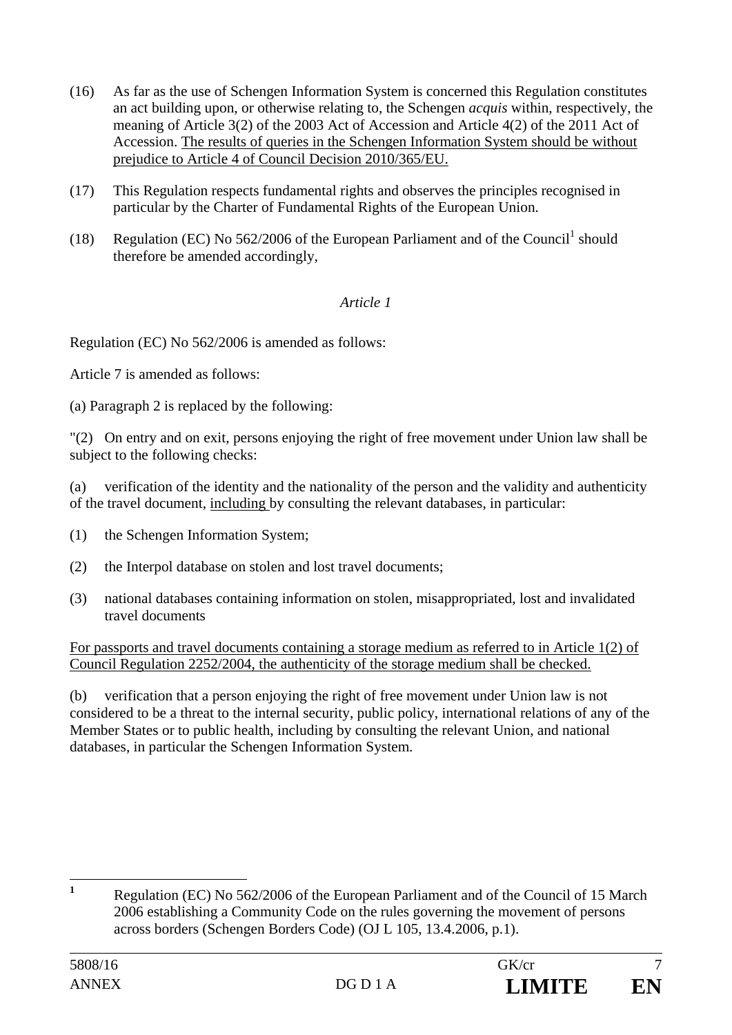(16) As far as the use of Schengen Information System is concerned this Regulation constitutes an act building upon, or otherwise relating to, the Schengen *acquis* within, respectively, the meaning of Article 3(2) of the 2003 Act of Accession and Article 4(2) of the 2011 Act of Accession. <u>The results of queries in the Schengen Information System should be without prejudice to Article 4 of Council Decision 2010/365/EU.</u>

(17) This Regulation respects fundamental rights and observes the principles recognised in particular by the Charter of Fundamental Rights of the European Union.

(18) Regulation (EC) No 562/2006 of the European Parliament and of the Council[1] should therefore be amended accordingly,

*Article 1*

Regulation (EC) No 562/2006 is amended as follows:

Article 7 is amended as follows:

(a) Paragraph 2 is replaced by the following:

"(2) On entry and on exit, persons enjoying the right of free movement under Union law shall be subject to the following checks:

(a) verification of the identity and the nationality of the person and the validity and authenticity of the travel document, <u>including</u> by consulting the relevant databases, in particular:

(1) the Schengen Information System;

(2) the Interpol database on stolen and lost travel documents;

(3) national databases containing information on stolen, misappropriated, lost and invalidated travel documents

<u>For passports and travel documents containing a storage medium as referred to in Article 1(2) of Council Regulation 2252/2004, the authenticity of the storage medium shall be checked.</u>

(b) verification that a person enjoying the right of free movement under Union law is not considered to be a threat to the internal security, public policy, international relations of any of the Member States or to public health, including by consulting the relevant Union, and national databases, in particular the Schengen Information System.

---

[1] Regulation (EC) No 562/2006 of the European Parliament and of the Council of 15 March 2006 establishing a Community Code on the rules governing the movement of persons across borders (Schengen Borders Code) (OJ L 105, 13.4.2006, p.1).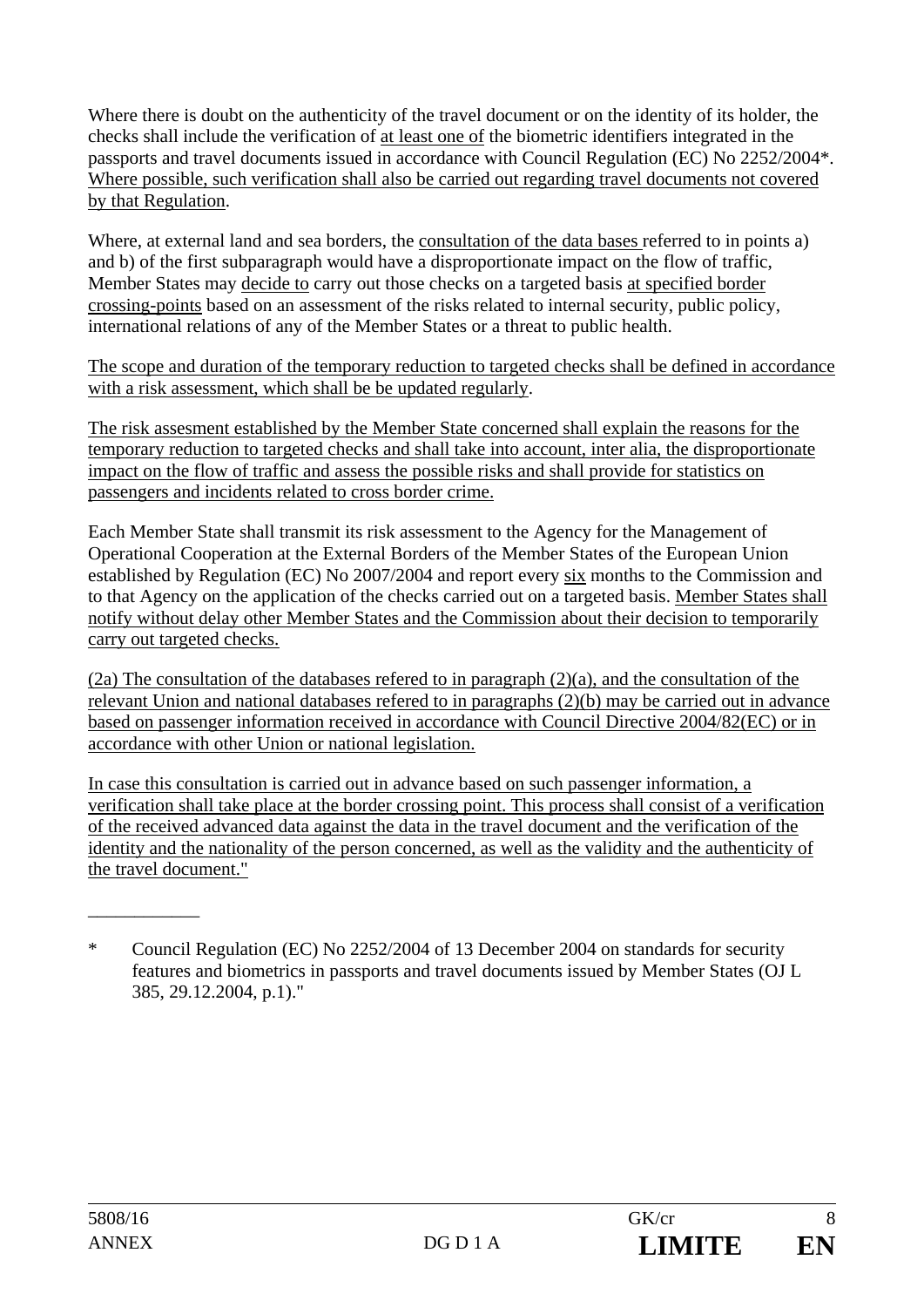Where there is doubt on the authenticity of the travel document or on the identity of its holder, the checks shall include the verification of at least one of the biometric identifiers integrated in the passports and travel documents issued in accordance with Council Regulation (EC) No 2252/2004*. Where possible, such verification shall also be carried out regarding travel documents not covered by that Regulation.

Where, at external land and sea borders, the consultation of the data bases referred to in points a) and b) of the first subparagraph would have a disproportionate impact on the flow of traffic, Member States may decide to carry out those checks on a targeted basis at specified border crossing-points based on an assessment of the risks related to internal security, public policy, international relations of any of the Member States or a threat to public health.

The scope and duration of the temporary reduction to targeted checks shall be defined in accordance with a risk assessment, which shall be be updated regularly.

The risk assesment established by the Member State concerned shall explain the reasons for the temporary reduction to targeted checks and shall take into account, inter alia, the disproportionate impact on the flow of traffic and assess the possible risks and shall provide for statistics on passengers and incidents related to cross border crime.

Each Member State shall transmit its risk assessment to the Agency for the Management of Operational Cooperation at the External Borders of the Member States of the European Union established by Regulation (EC) No 2007/2004 and report every six months to the Commission and to that Agency on the application of the checks carried out on a targeted basis. Member States shall notify without delay other Member States and the Commission about their decision to temporarily carry out targeted checks.

(2a) The consultation of the databases refered to in paragraph (2)(a), and the consultation of the relevant Union and national databases refered to in paragraphs (2)(b) may be carried out in advance based on passenger information received in accordance with Council Directive 2004/82(EC) or in accordance with other Union or national legislation.

In case this consultation is carried out in advance based on such passenger information, a verification shall take place at the border crossing point. This process shall consist of a verification of the received advanced data against the data in the travel document and the verification of the identity and the nationality of the person concerned, as well as the validity and the authenticity of the travel document."

____________

\* Council Regulation (EC) No 2252/2004 of 13 December 2004 on standards for security features and biometrics in passports and travel documents issued by Member States (OJ L 385, 29.12.2004, p.1)."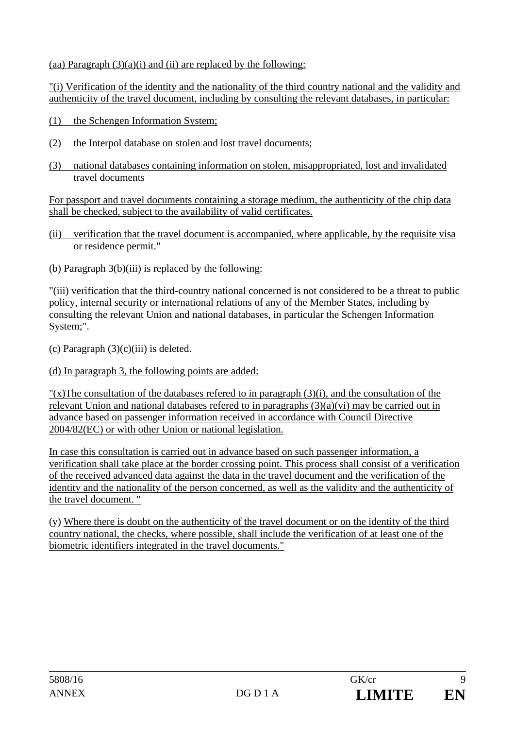(aa) Paragraph (3)(a)(i) and (ii) are replaced by the following:

"(i) Verification of the identity and the nationality of the third country national and the validity and authenticity of the travel document, including by consulting the relevant databases, in particular:

(1) the Schengen Information System;

(2) the Interpol database on stolen and lost travel documents;

(3) national databases containing information on stolen, misappropriated, lost and invalidated travel documents

For passport and travel documents containing a storage medium, the authenticity of the chip data shall be checked, subject to the availability of valid certificates.

(ii) verification that the travel document is accompanied, where applicable, by the requisite visa or residence permit."

(b) Paragraph 3(b)(iii) is replaced by the following:

"(iii) verification that the third-country national concerned is not considered to be a threat to public policy, internal security or international relations of any of the Member States, including by consulting the relevant Union and national databases, in particular the Schengen Information System;".

(c) Paragraph (3)(c)(iii) is deleted.

(d) In paragraph 3, the following points are added:

"(x)The consultation of the databases refered to in paragraph (3)(i), and the consultation of the relevant Union and national databases refered to in paragraphs (3)(a)(vi) may be carried out in advance based on passenger information received in accordance with Council Directive 2004/82(EC) or with other Union or national legislation.

In case this consultation is carried out in advance based on such passenger information, a verification shall take place at the border crossing point. This process shall consist of a verification of the received advanced data against the data in the travel document and the verification of the identity and the nationality of the person concerned, as well as the validity and the authenticity of the travel document. "

(y) Where there is doubt on the authenticity of the travel document or on the identity of the third country national, the checks, where possible, shall include the verification of at least one of the biometric identifiers integrated in the travel documents."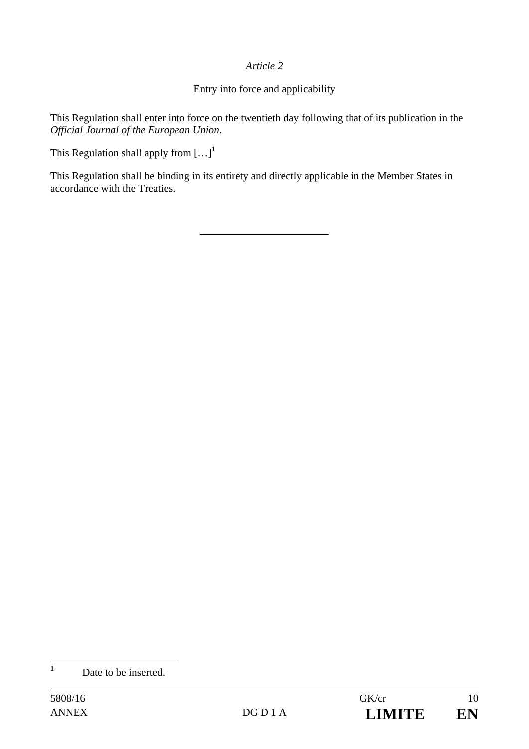*Article 2*

Entry into force and applicability

This Regulation shall enter into force on the twentieth day following that of its publication in the *Official Journal of the European Union*.

<u>This Regulation shall apply from </u>[…][1]

This Regulation shall be binding in its entirety and directly applicable in the Member States in accordance with the Treaties.

---

[1] Date to be inserted.